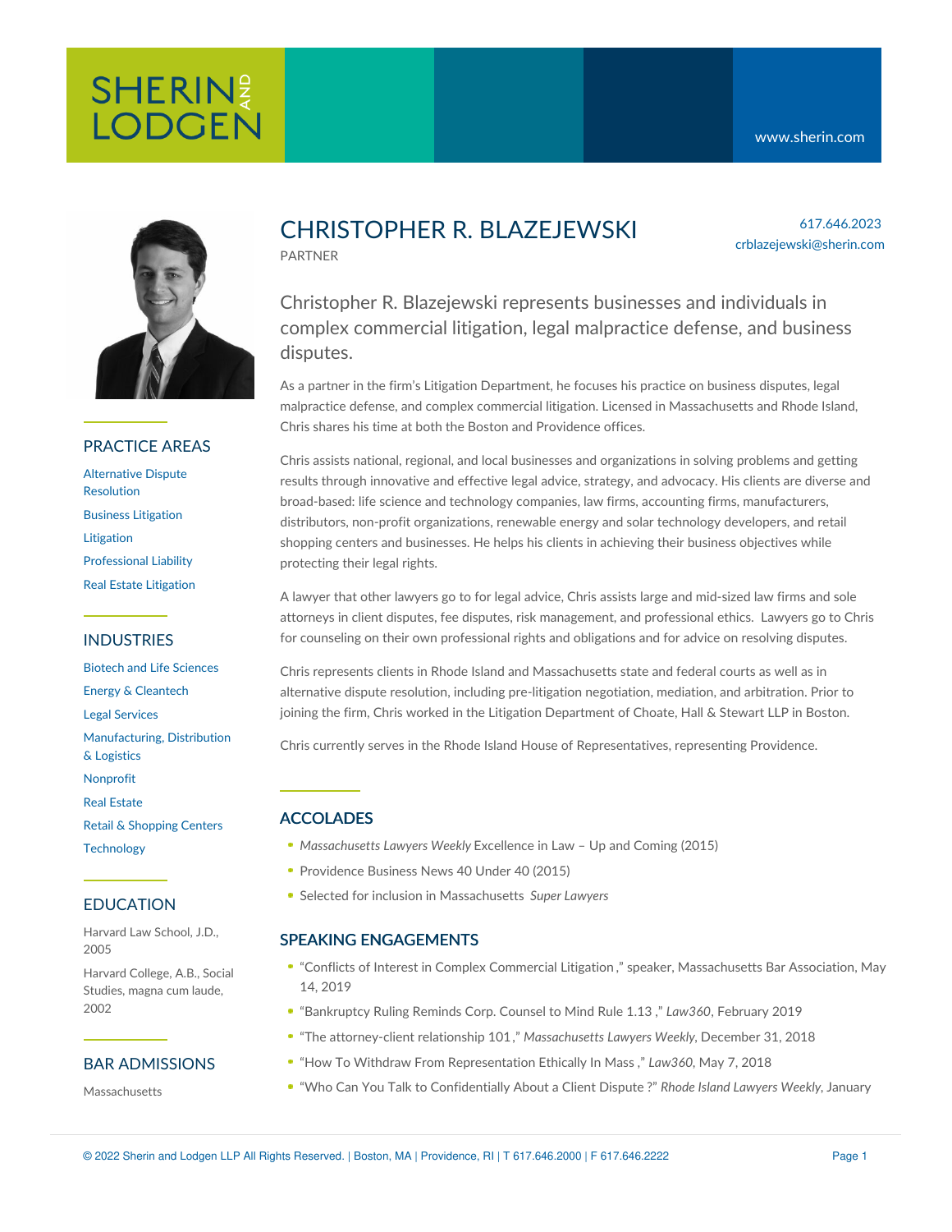SHERIN AND LODGEN

www.sherin.com

# CHRISTOPHER R. BLAZEJEWSKI

PARTNER

617.646.2023
crblazejewski@sherin.com

Christopher R. Blazejewski represents businesses and individuals in complex commercial litigation, legal malpractice defense, and business disputes.

As a partner in the firm's Litigation Department, he focuses his practice on business disputes, legal malpractice defense, and complex commercial litigation. Licensed in Massachusetts and Rhode Island, Chris shares his time at both the Boston and Providence offices.

Chris assists national, regional, and local businesses and organizations in solving problems and getting results through innovative and effective legal advice, strategy, and advocacy. His clients are diverse and broad-based: life science and technology companies, law firms, accounting firms, manufacturers, distributors, non-profit organizations, renewable energy and solar technology developers, and retail shopping centers and businesses. He helps his clients in achieving their business objectives while protecting their legal rights.

A lawyer that other lawyers go to for legal advice, Chris assists large and mid-sized law firms and sole attorneys in client disputes, fee disputes, risk management, and professional ethics. Lawyers go to Chris for counseling on their own professional rights and obligations and for advice on resolving disputes.

Chris represents clients in Rhode Island and Massachusetts state and federal courts as well as in alternative dispute resolution, including pre-litigation negotiation, mediation, and arbitration. Prior to joining the firm, Chris worked in the Litigation Department of Choate, Hall & Stewart LLP in Boston.

Chris currently serves in the Rhode Island House of Representatives, representing Providence.

## PRACTICE AREAS

- Alternative Dispute Resolution
- Business Litigation
- Litigation
- Professional Liability
- Real Estate Litigation

## INDUSTRIES

- Biotech and Life Sciences
- Energy & Cleantech
- Legal Services
- Manufacturing, Distribution & Logistics
- Nonprofit
- Real Estate
- Retail & Shopping Centers
- Technology

## EDUCATION

Harvard Law School, J.D., 2005

Harvard College, A.B., Social Studies, magna cum laude, 2002

## BAR ADMISSIONS

Massachusetts

## ACCOLADES

- *Massachusetts Lawyers Weekly* Excellence in Law – Up and Coming (2015)
- Providence Business News 40 Under 40 (2015)
- Selected for inclusion in Massachusetts *Super Lawyers*

## SPEAKING ENGAGEMENTS

- "Conflicts of Interest in Complex Commercial Litigation," speaker, Massachusetts Bar Association, May 14, 2019
- "Bankruptcy Ruling Reminds Corp. Counsel to Mind Rule 1.13," *Law360*, February 2019
- "The attorney-client relationship 101," *Massachusetts Lawyers Weekly*, December 31, 2018
- "How To Withdraw From Representation Ethically In Mass," *Law360*, May 7, 2018
- "Who Can You Talk to Confidentially About a Client Dispute?" *Rhode Island Lawyers Weekly*, January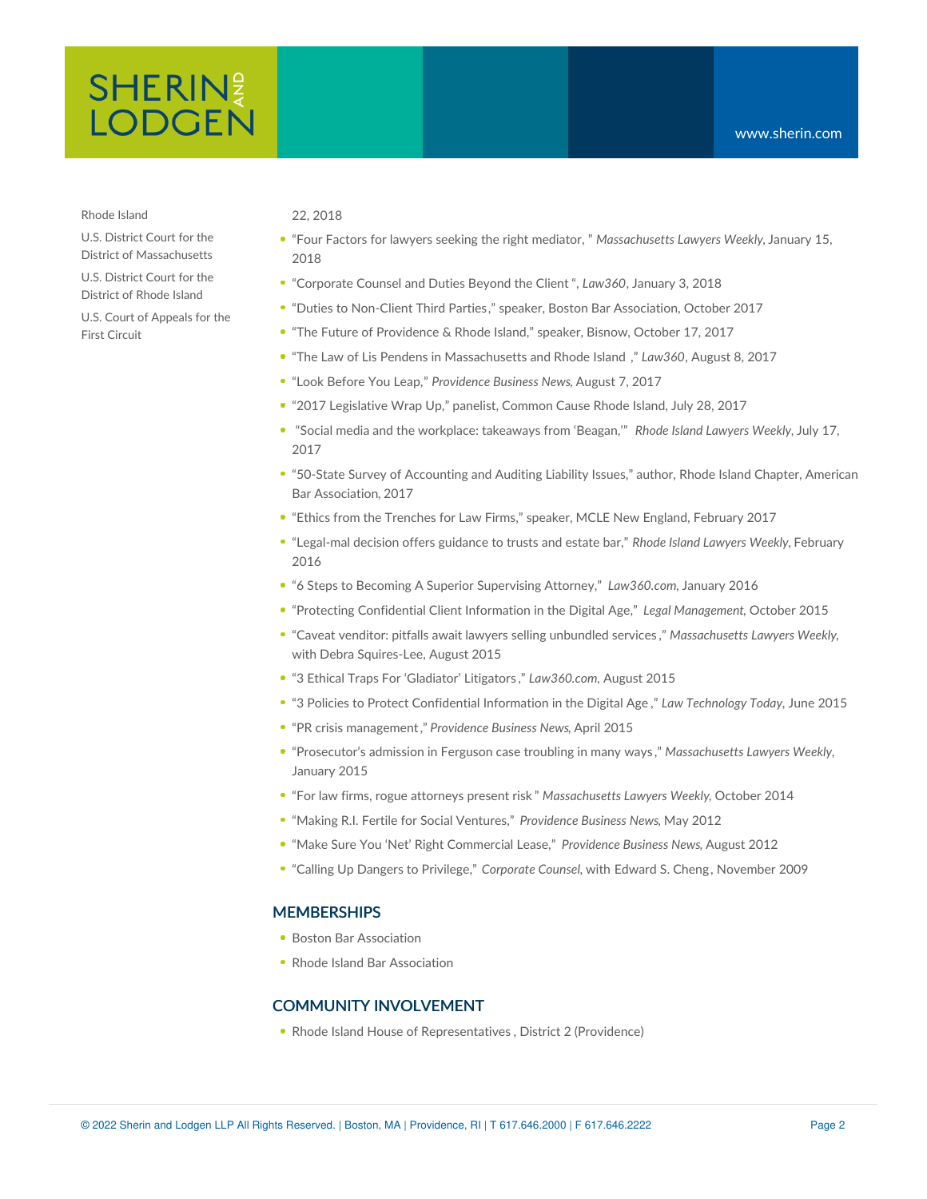Rhode Island

U.S. District Court for the District of Massachusetts

U.S. District Court for the District of Rhode Island

U.S. Court of Appeals for the First Circuit

22, 2018

- "Four Factors for lawyers seeking the right mediator, " *Massachusetts Lawyers Weekly*, January 15, 2018
- "Corporate Counsel and Duties Beyond the Client ", *Law360*, January 3, 2018
- "Duties to Non-Client Third Parties," speaker, Boston Bar Association, October 2017
- "The Future of Providence & Rhode Island," speaker, Bisnow, October 17, 2017
- "The Law of Lis Pendens in Massachusetts and Rhode Island ," *Law360*, August 8, 2017
- "Look Before You Leap," *Providence Business News*, August 7, 2017
- "2017 Legislative Wrap Up," panelist, Common Cause Rhode Island, July 28, 2017
- "Social media and the workplace: takeaways from 'Beagan,'" *Rhode Island Lawyers Weekly*, July 17, 2017
- "50-State Survey of Accounting and Auditing Liability Issues," author, Rhode Island Chapter, American Bar Association, 2017
- "Ethics from the Trenches for Law Firms," speaker, MCLE New England, February 2017
- "Legal-mal decision offers guidance to trusts and estate bar," *Rhode Island Lawyers Weekly*, February 2016
- "6 Steps to Becoming A Superior Supervising Attorney," *Law360.com*, January 2016
- "Protecting Confidential Client Information in the Digital Age," *Legal Management*, October 2015
- "Caveat venditor: pitfalls await lawyers selling unbundled services," *Massachusetts Lawyers Weekly*, with Debra Squires-Lee, August 2015
- "3 Ethical Traps For 'Gladiator' Litigators," *Law360.com*, August 2015
- "3 Policies to Protect Confidential Information in the Digital Age," *Law Technology Today*, June 2015
- "PR crisis management," *Providence Business News*, April 2015
- "Prosecutor's admission in Ferguson case troubling in many ways," *Massachusetts Lawyers Weekly*, January 2015
- "For law firms, rogue attorneys present risk" *Massachusetts Lawyers Weekly*, October 2014
- "Making R.I. Fertile for Social Ventures," *Providence Business News*, May 2012
- "Make Sure You 'Net' Right Commercial Lease," *Providence Business News*, August 2012
- "Calling Up Dangers to Privilege," *Corporate Counsel*, with Edward S. Cheng, November 2009

## MEMBERSHIPS

- Boston Bar Association
- Rhode Island Bar Association

## COMMUNITY INVOLVEMENT

- Rhode Island House of Representatives , District 2 (Providence)